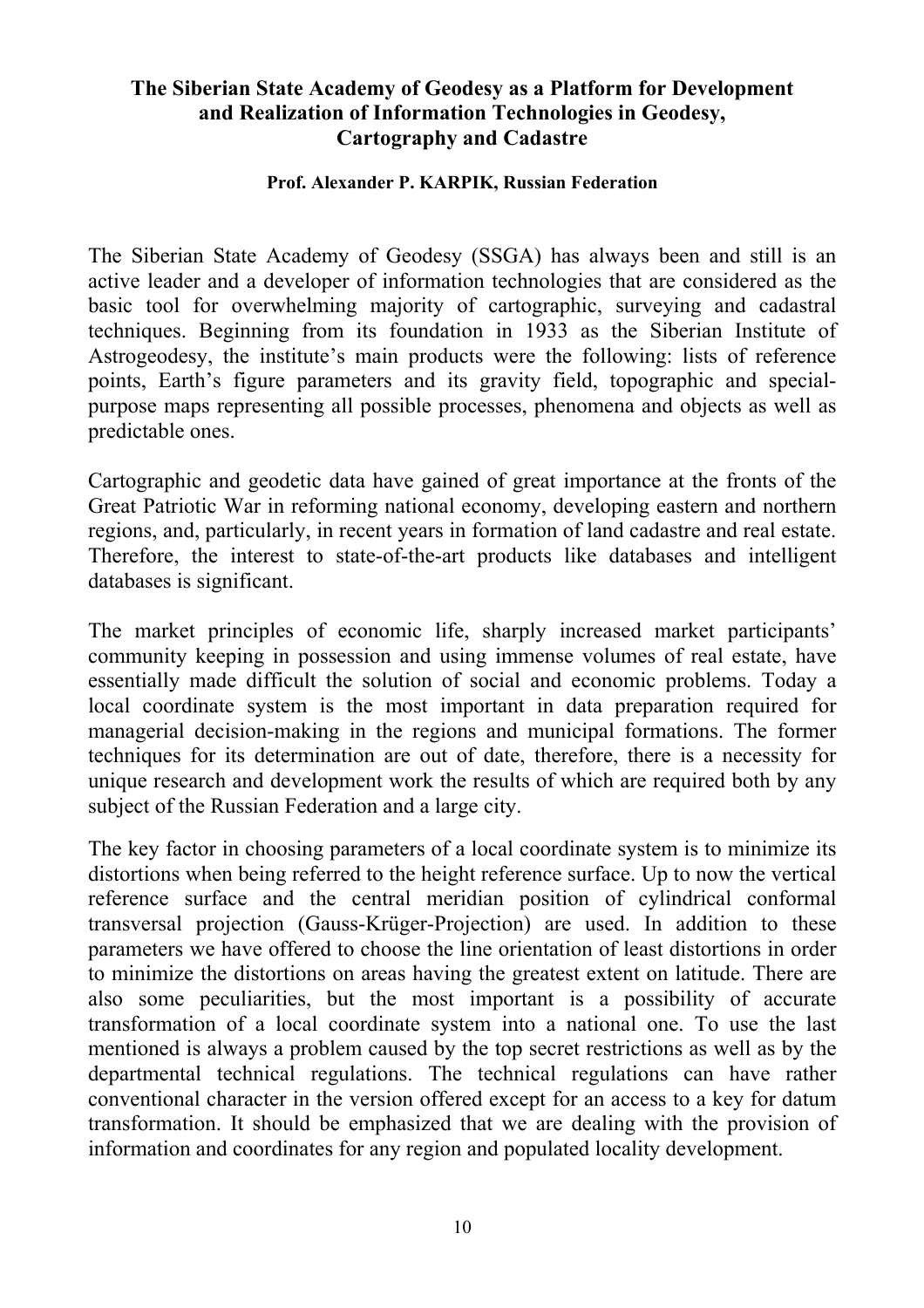# The Siberian State Academy of Geodesy as a Platform for Development and Realization of Information Technologies in Geodesy, Cartography and Cadastre

**Prof. Alexander P. KARPIK, Russian Federation**

The Siberian State Academy of Geodesy (SSGA) has always been and still is an active leader and a developer of information technologies that are considered as the basic tool for overwhelming majority of cartographic, surveying and cadastral techniques. Beginning from its foundation in 1933 as the Siberian Institute of Astrogeodesy, the institute's main products were the following: lists of reference points, Earth's figure parameters and its gravity field, topographic and special-purpose maps representing all possible processes, phenomena and objects as well as predictable ones.

Cartographic and geodetic data have gained of great importance at the fronts of the Great Patriotic War in reforming national economy, developing eastern and northern regions, and, particularly, in recent years in formation of land cadastre and real estate. Therefore, the interest to state-of-the-art products like databases and intelligent databases is significant.

The market principles of economic life, sharply increased market participants' community keeping in possession and using immense volumes of real estate, have essentially made difficult the solution of social and economic problems. Today a local coordinate system is the most important in data preparation required for managerial decision-making in the regions and municipal formations. The former techniques for its determination are out of date, therefore, there is a necessity for unique research and development work the results of which are required both by any subject of the Russian Federation and a large city.

The key factor in choosing parameters of a local coordinate system is to minimize its distortions when being referred to the height reference surface. Up to now the vertical reference surface and the central meridian position of cylindrical conformal transversal projection (Gauss-Krüger-Projection) are used. In addition to these parameters we have offered to choose the line orientation of least distortions in order to minimize the distortions on areas having the greatest extent on latitude. There are also some peculiarities, but the most important is a possibility of accurate transformation of a local coordinate system into a national one. To use the last mentioned is always a problem caused by the top secret restrictions as well as by the departmental technical regulations. The technical regulations can have rather conventional character in the version offered except for an access to a key for datum transformation. It should be emphasized that we are dealing with the provision of information and coordinates for any region and populated locality development.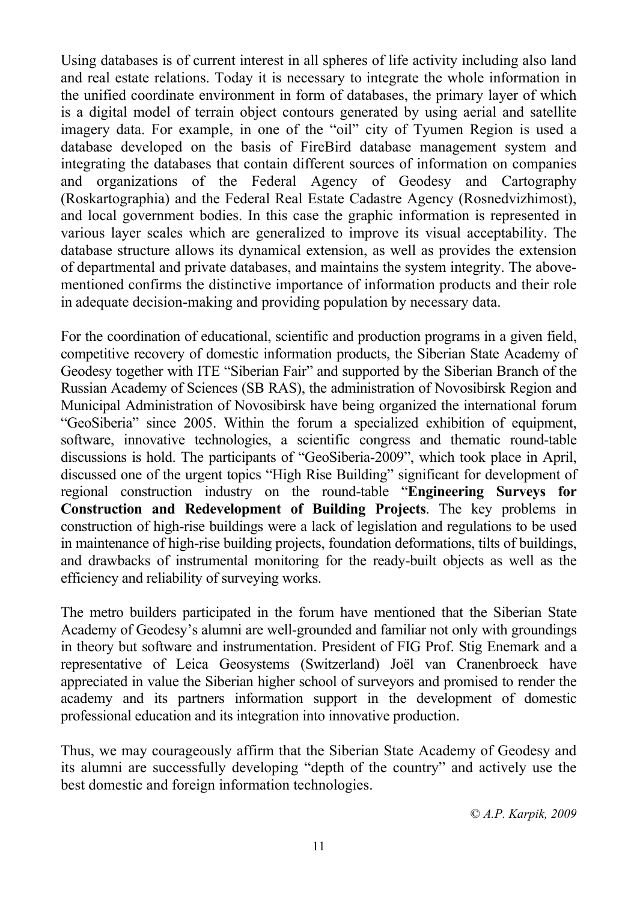Using databases is of current interest in all spheres of life activity including also land and real estate relations. Today it is necessary to integrate the whole information in the unified coordinate environment in form of databases, the primary layer of which is a digital model of terrain object contours generated by using aerial and satellite imagery data. For example, in one of the "oil" city of Tyumen Region is used a database developed on the basis of FireBird database management system and integrating the databases that contain different sources of information on companies and organizations of the Federal Agency of Geodesy and Cartography (Roskartographia) and the Federal Real Estate Cadastre Agency (Rosnedvizhimost), and local government bodies. In this case the graphic information is represented in various layer scales which are generalized to improve its visual acceptability. The database structure allows its dynamical extension, as well as provides the extension of departmental and private databases, and maintains the system integrity. The above-mentioned confirms the distinctive importance of information products and their role in adequate decision-making and providing population by necessary data.

For the coordination of educational, scientific and production programs in a given field, competitive recovery of domestic information products, the Siberian State Academy of Geodesy together with ITE "Siberian Fair" and supported by the Siberian Branch of the Russian Academy of Sciences (SB RAS), the administration of Novosibirsk Region and Municipal Administration of Novosibirsk have being organized the international forum "GeoSiberia" since 2005. Within the forum a specialized exhibition of equipment, software, innovative technologies, a scientific congress and thematic round-table discussions is hold. The participants of "GeoSiberia-2009", which took place in April, discussed one of the urgent topics "High Rise Building" significant for development of regional construction industry on the round-table "**Engineering Surveys for Construction and Redevelopment of Building Projects**. The key problems in construction of high-rise buildings were a lack of legislation and regulations to be used in maintenance of high-rise building projects, foundation deformations, tilts of buildings, and drawbacks of instrumental monitoring for the ready-built objects as well as the efficiency and reliability of surveying works.

The metro builders participated in the forum have mentioned that the Siberian State Academy of Geodesy's alumni are well-grounded and familiar not only with groundings in theory but software and instrumentation. President of FIG Prof. Stig Enemark and a representative of Leica Geosystems (Switzerland) Joël van Cranenbroeck have appreciated in value the Siberian higher school of surveyors and promised to render the academy and its partners information support in the development of domestic professional education and its integration into innovative production.

Thus, we may courageously affirm that the Siberian State Academy of Geodesy and its alumni are successfully developing "depth of the country" and actively use the best domestic and foreign information technologies.

*© A.P. Karpik, 2009*